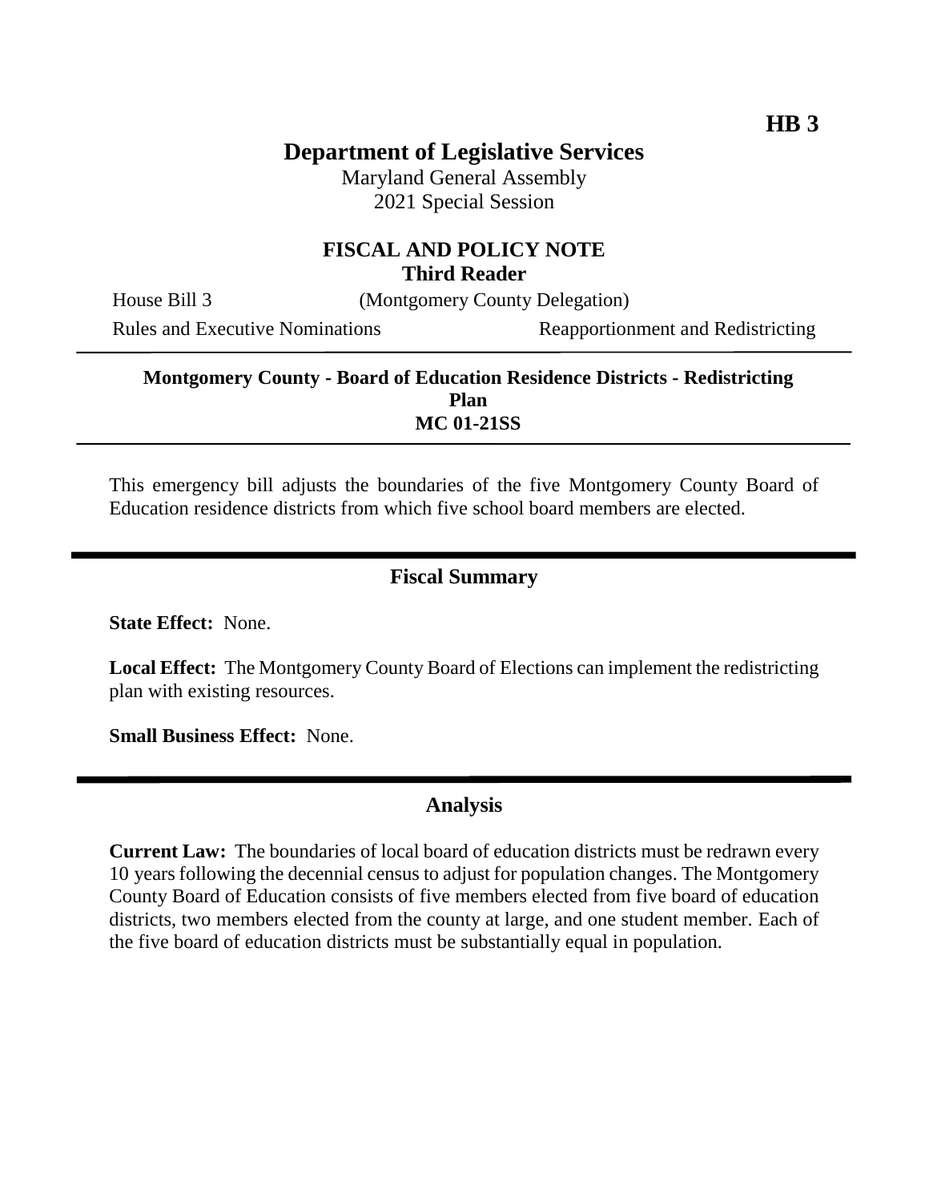**HB 3**

# Department of Legislative Services

Maryland General Assembly
2021 Special Session

## FISCAL AND POLICY NOTE
**Third Reader**

House Bill 3 (Montgomery County Delegation)

Rules and Executive Nominations Reapportionment and Redistricting

---

**Montgomery County - Board of Education Residence Districts - Redistricting Plan**
**MC 01-21SS**

---

This emergency bill adjusts the boundaries of the five Montgomery County Board of Education residence districts from which five school board members are elected.

## Fiscal Summary

**State Effect:** None.

**Local Effect:** The Montgomery County Board of Elections can implement the redistricting plan with existing resources.

**Small Business Effect:** None.

## Analysis

**Current Law:** The boundaries of local board of education districts must be redrawn every 10 years following the decennial census to adjust for population changes. The Montgomery County Board of Education consists of five members elected from five board of education districts, two members elected from the county at large, and one student member. Each of the five board of education districts must be substantially equal in population.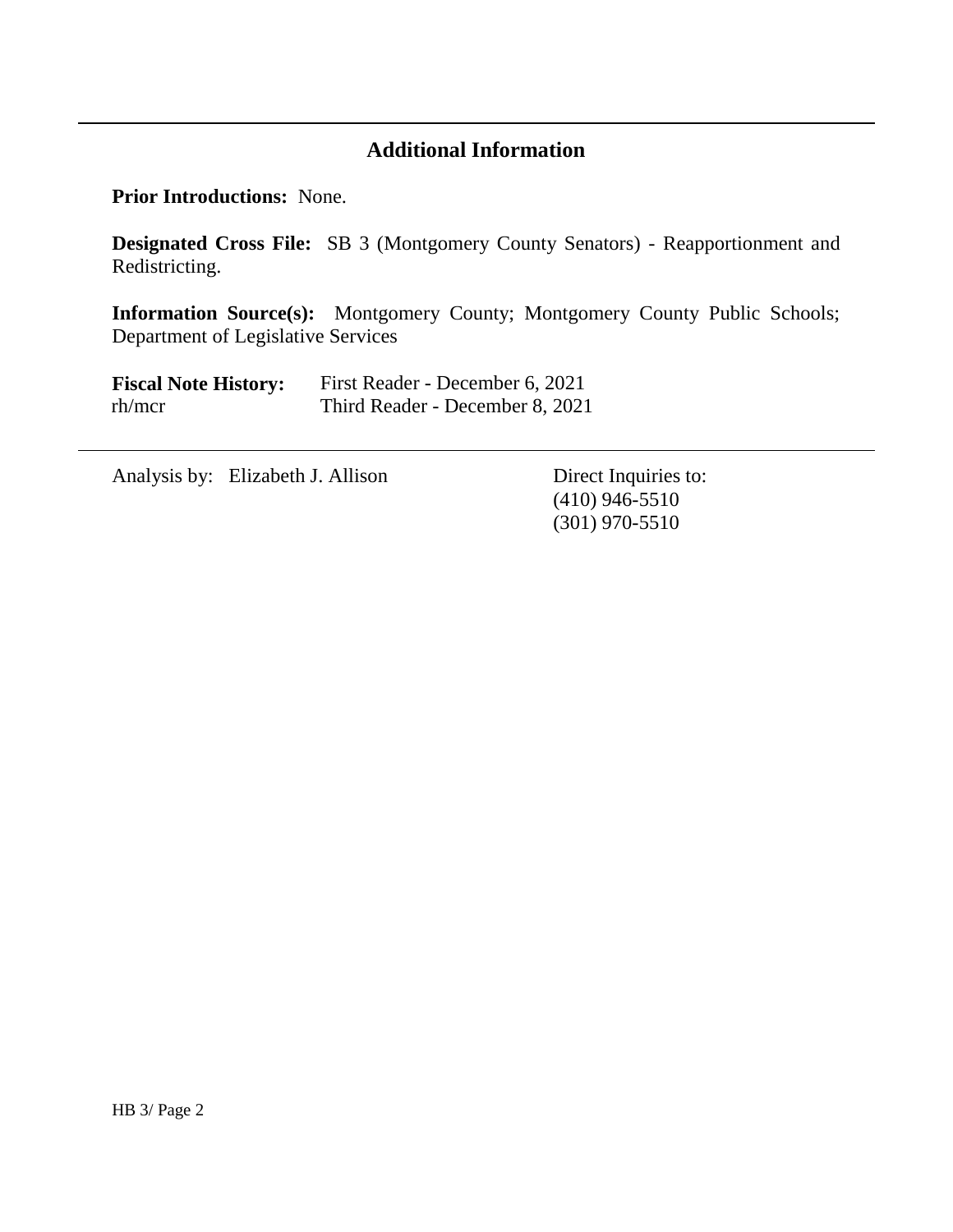## Additional Information

**Prior Introductions:** None.

**Designated Cross File:** SB 3 (Montgomery County Senators) - Reapportionment and Redistricting.

**Information Source(s):** Montgomery County; Montgomery County Public Schools; Department of Legislative Services

| | |
|---|---|
| **Fiscal Note History:** | First Reader - December 6, 2021 |
| rh/mcr | Third Reader - December 8, 2021 |

Analysis by: Elizabeth J. Allison

Direct Inquiries to:
(410) 946-5510
(301) 970-5510